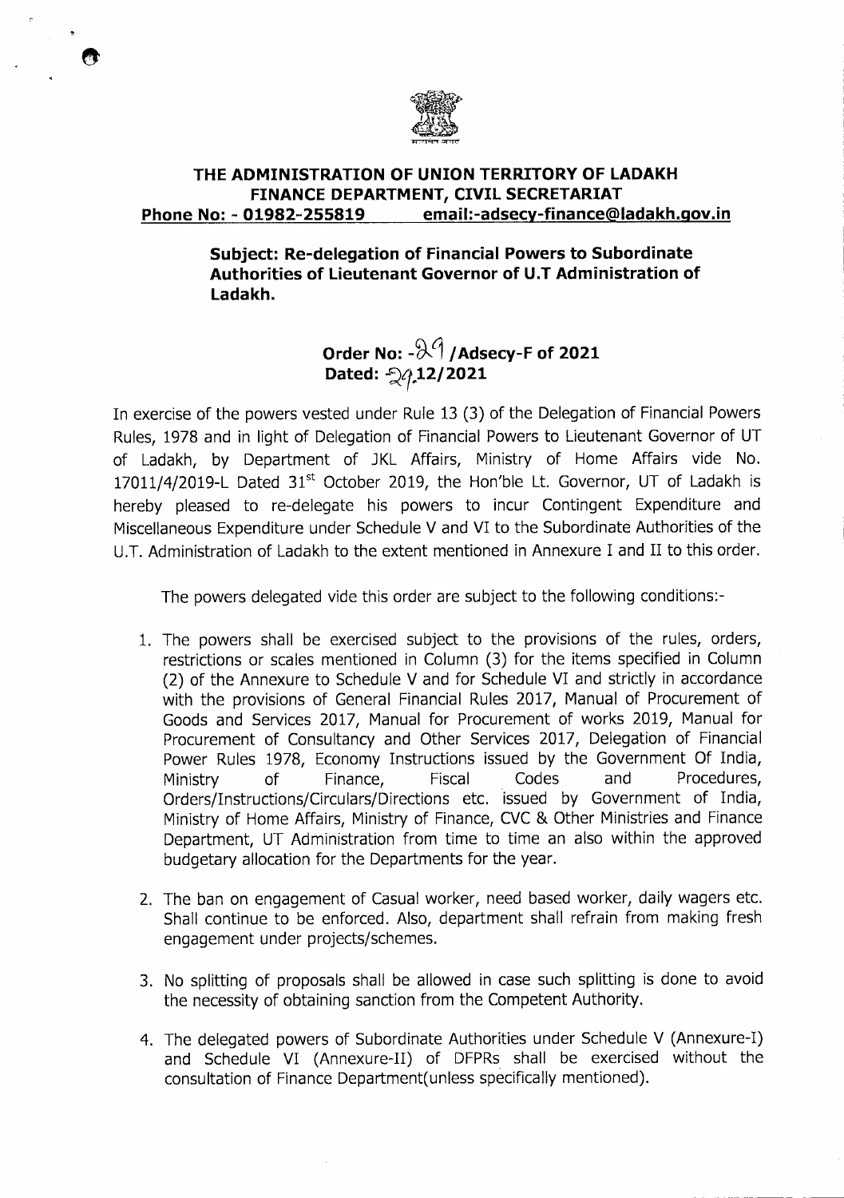# THE ADMINISTRATION OF UNION TERRITORY OF LADAKH
## FINANCE DEPARTMENT, CIVIL SECRETARIAT

**Phone No: - 01982-255819** **email:-adsecy-finance@ladakh.gov.in**

**Subject: Re-delegation of Financial Powers to Subordinate Authorities of Lieutenant Governor of U.T Administration of Ladakh.**

**Order No: -29 /Adsecy-F of 2021**
**Dated: 29.12/2021**

In exercise of the powers vested under Rule 13 (3) of the Delegation of Financial Powers Rules, 1978 and in light of Delegation of Financial Powers to Lieutenant Governor of UT of Ladakh, by Department of JKL Affairs, Ministry of Home Affairs vide No. 17011/4/2019-L Dated 31st October 2019, the Hon'ble Lt. Governor, UT of Ladakh is hereby pleased to re-delegate his powers to incur Contingent Expenditure and Miscellaneous Expenditure under Schedule V and VI to the Subordinate Authorities of the U.T. Administration of Ladakh to the extent mentioned in Annexure I and II to this order.

The powers delegated vide this order are subject to the following conditions:-

1. The powers shall be exercised subject to the provisions of the rules, orders, restrictions or scales mentioned in Column (3) for the items specified in Column (2) of the Annexure to Schedule V and for Schedule VI and strictly in accordance with the provisions of General Financial Rules 2017, Manual of Procurement of Goods and Services 2017, Manual for Procurement of works 2019, Manual for Procurement of Consultancy and Other Services 2017, Delegation of Financial Power Rules 1978, Economy Instructions issued by the Government Of India, Ministry of Finance, Fiscal Codes and Procedures, Orders/Instructions/Circulars/Directions etc. issued by Government of India, Ministry of Home Affairs, Ministry of Finance, CVC & Other Ministries and Finance Department, UT Administration from time to time an also within the approved budgetary allocation for the Departments for the year.

2. The ban on engagement of Casual worker, need based worker, daily wagers etc. Shall continue to be enforced. Also, department shall refrain from making fresh engagement under projects/schemes.

3. No splitting of proposals shall be allowed in case such splitting is done to avoid the necessity of obtaining sanction from the Competent Authority.

4. The delegated powers of Subordinate Authorities under Schedule V (Annexure-I) and Schedule VI (Annexure-II) of DFPRs shall be exercised without the consultation of Finance Department(unless specifically mentioned).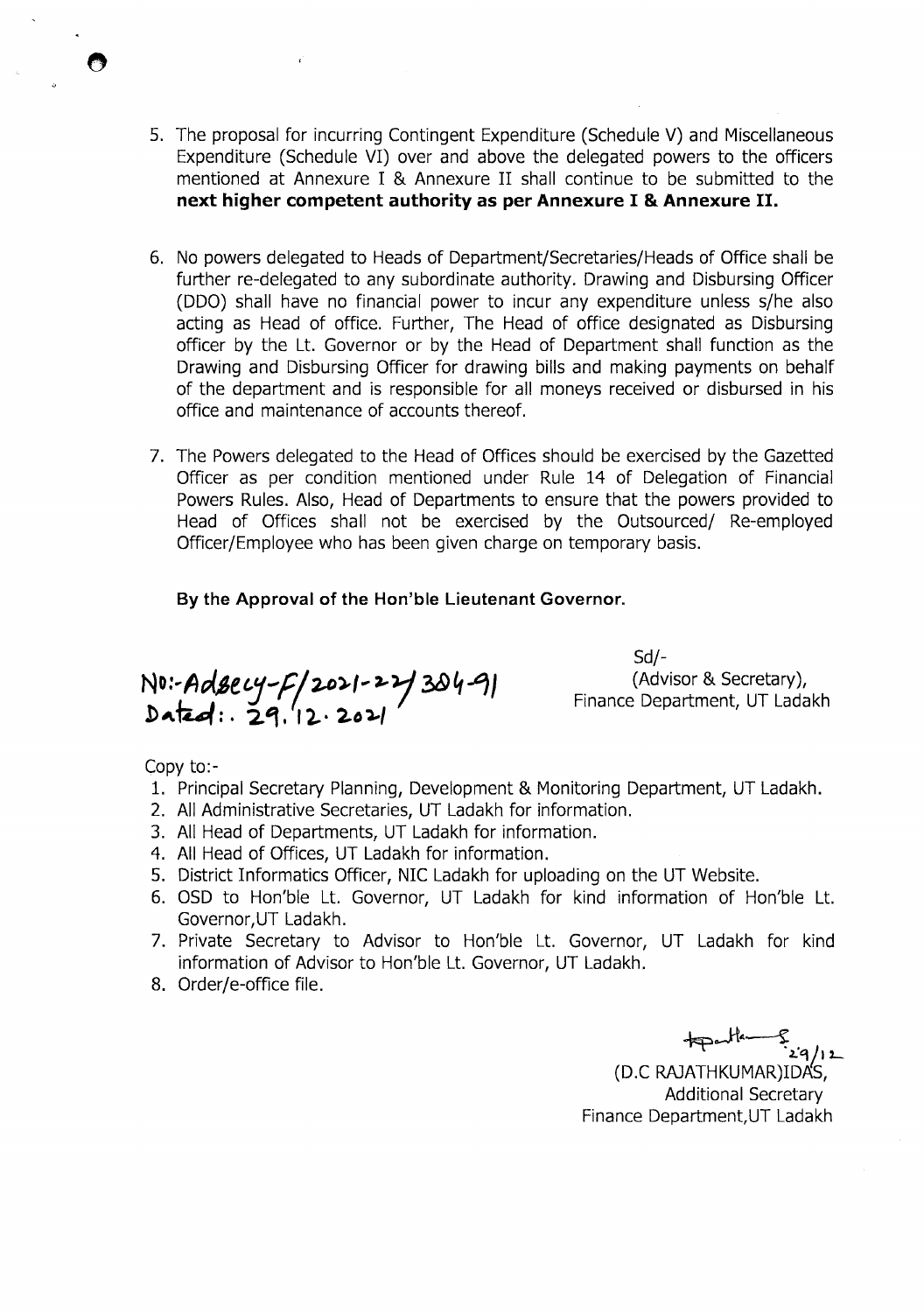5. The proposal for incurring Contingent Expenditure (Schedule V) and Miscellaneous Expenditure (Schedule VI) over and above the delegated powers to the officers mentioned at Annexure I & Annexure II shall continue to be submitted to the **next higher competent authority as per Annexure I & Annexure II.**

6. No powers delegated to Heads of Department/Secretaries/Heads of Office shall be further re-delegated to any subordinate authority. Drawing and Disbursing Officer (DDO) shall have no financial power to incur any expenditure unless s/he also acting as Head of office. Further, The Head of office designated as Disbursing officer by the Lt. Governor or by the Head of Department shall function as the Drawing and Disbursing Officer for drawing bills and making payments on behalf of the department and is responsible for all moneys received or disbursed in his office and maintenance of accounts thereof.

7. The Powers delegated to the Head of Offices should be exercised by the Gazetted Officer as per condition mentioned under Rule 14 of Delegation of Financial Powers Rules. Also, Head of Departments to ensure that the powers provided to Head of Offices shall not be exercised by the Outsourced/ Re-employed Officer/Employee who has been given charge on temporary basis.

**By the Approval of the Hon'ble Lieutenant Governor.**

Sd/-
(Advisor & Secretary),
Finance Department, UT Ladakh

No:-AdSecy-F/2021-22/304-91
Dated:. 29.12.2021

Copy to:-

1. Principal Secretary Planning, Development & Monitoring Department, UT Ladakh.
2. All Administrative Secretaries, UT Ladakh for information.
3. All Head of Departments, UT Ladakh for information.
4. All Head of Offices, UT Ladakh for information.
5. District Informatics Officer, NIC Ladakh for uploading on the UT Website.
6. OSD to Hon'ble Lt. Governor, UT Ladakh for kind information of Hon'ble Lt. Governor,UT Ladakh.
7. Private Secretary to Advisor to Hon'ble Lt. Governor, UT Ladakh for kind information of Advisor to Hon'ble Lt. Governor, UT Ladakh.
8. Order/e-office file.

29/12

(D.C RAJATHKUMAR)IDAS,
Additional Secretary
Finance Department,UT Ladakh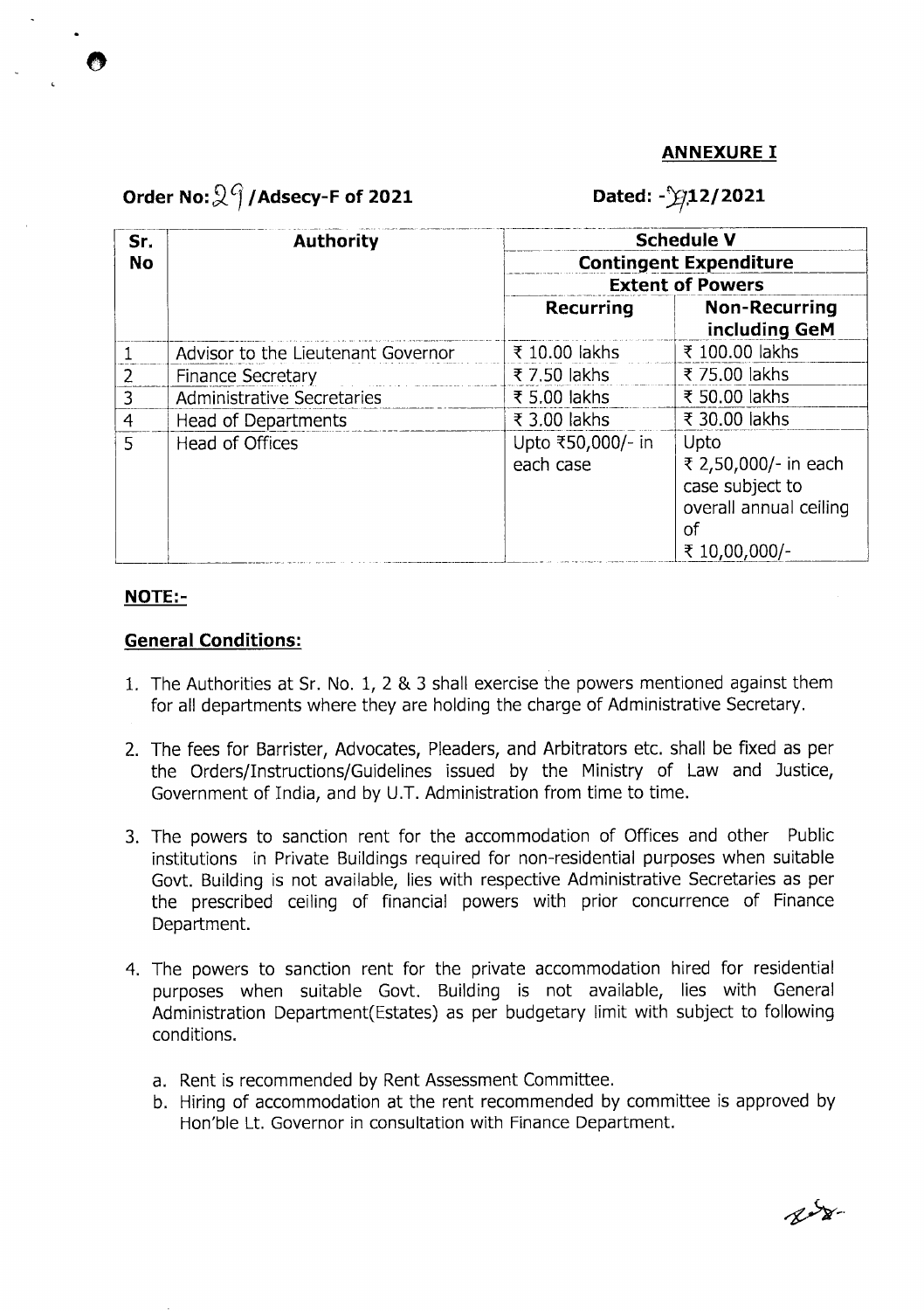**ANNEXURE I**

**Order No: 29 /Adsecy-F of 2021** **Dated: -27.12/2021**

| Sr. No | Authority | Schedule V Contingent Expenditure Extent of Powers | |
|---|---|---|---|
| | | **Recurring** | **Non-Recurring including GeM** |
| 1 | Advisor to the Lieutenant Governor | ₹ 10.00 lakhs | ₹ 100.00 lakhs |
| 2 | Finance Secretary | ₹ 7.50 lakhs | ₹ 75.00 lakhs |
| 3 | Administrative Secretaries | ₹ 5.00 lakhs | ₹ 50.00 lakhs |
| 4 | Head of Departments | ₹ 3.00 lakhs | ₹ 30.00 lakhs |
| 5 | Head of Offices | Upto ₹50,000/- in each case | Upto ₹ 2,50,000/- in each case subject to overall annual ceiling of ₹ 10,00,000/- |

**NOTE:-**

**General Conditions:**

1. The Authorities at Sr. No. 1, 2 & 3 shall exercise the powers mentioned against them for all departments where they are holding the charge of Administrative Secretary.

2. The fees for Barrister, Advocates, Pleaders, and Arbitrators etc. shall be fixed as per the Orders/Instructions/Guidelines issued by the Ministry of Law and Justice, Government of India, and by U.T. Administration from time to time.

3. The powers to sanction rent for the accommodation of Offices and other Public institutions in Private Buildings required for non-residential purposes when suitable Govt. Building is not available, lies with respective Administrative Secretaries as per the prescribed ceiling of financial powers with prior concurrence of Finance Department.

4. The powers to sanction rent for the private accommodation hired for residential purposes when suitable Govt. Building is not available, lies with General Administration Department(Estates) as per budgetary limit with subject to following conditions.

   a. Rent is recommended by Rent Assessment Committee.
   b. Hiring of accommodation at the rent recommended by committee is approved by Hon'ble Lt. Governor in consultation with Finance Department.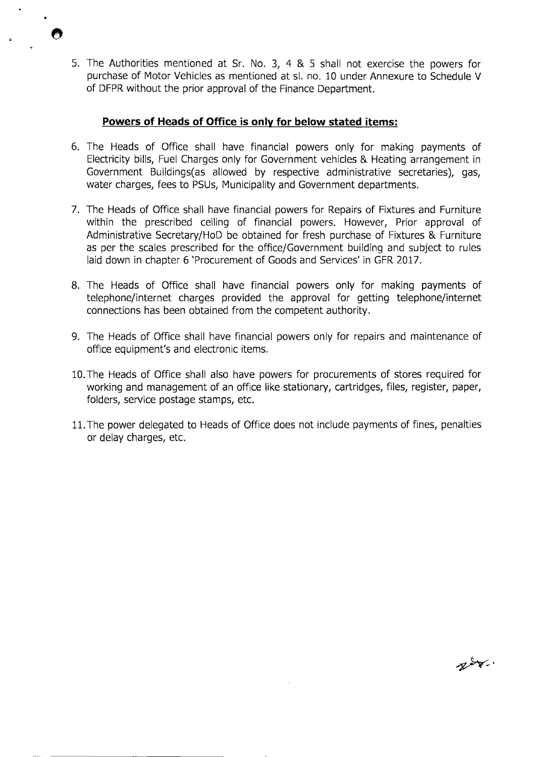5. The Authorities mentioned at Sr. No. 3, 4 & 5 shall not exercise the powers for purchase of Motor Vehicles as mentioned at sl. no. 10 under Annexure to Schedule V of DFPR without the prior approval of the Finance Department.

**Powers of Heads of Office is only for below stated items:**

6. The Heads of Office shall have financial powers only for making payments of Electricity bills, Fuel Charges only for Government vehicles & Heating arrangement in Government Buildings(as allowed by respective administrative secretaries), gas, water charges, fees to PSUs, Municipality and Government departments.

7. The Heads of Office shall have financial powers for Repairs of Fixtures and Furniture within the prescribed ceiling of financial powers. However, Prior approval of Administrative Secretary/HoD be obtained for fresh purchase of Fixtures & Furniture as per the scales prescribed for the office/Government building and subject to rules laid down in chapter 6 'Procurement of Goods and Services' in GFR 2017.

8. The Heads of Office shall have financial powers only for making payments of telephone/internet charges provided the approval for getting telephone/internet connections has been obtained from the competent authority.

9. The Heads of Office shall have financial powers only for repairs and maintenance of office equipment's and electronic items.

10. The Heads of Office shall also have powers for procurements of stores required for working and management of an office like stationary, cartridges, files, register, paper, folders, service postage stamps, etc.

11. The power delegated to Heads of Office does not include payments of fines, penalties or delay charges, etc.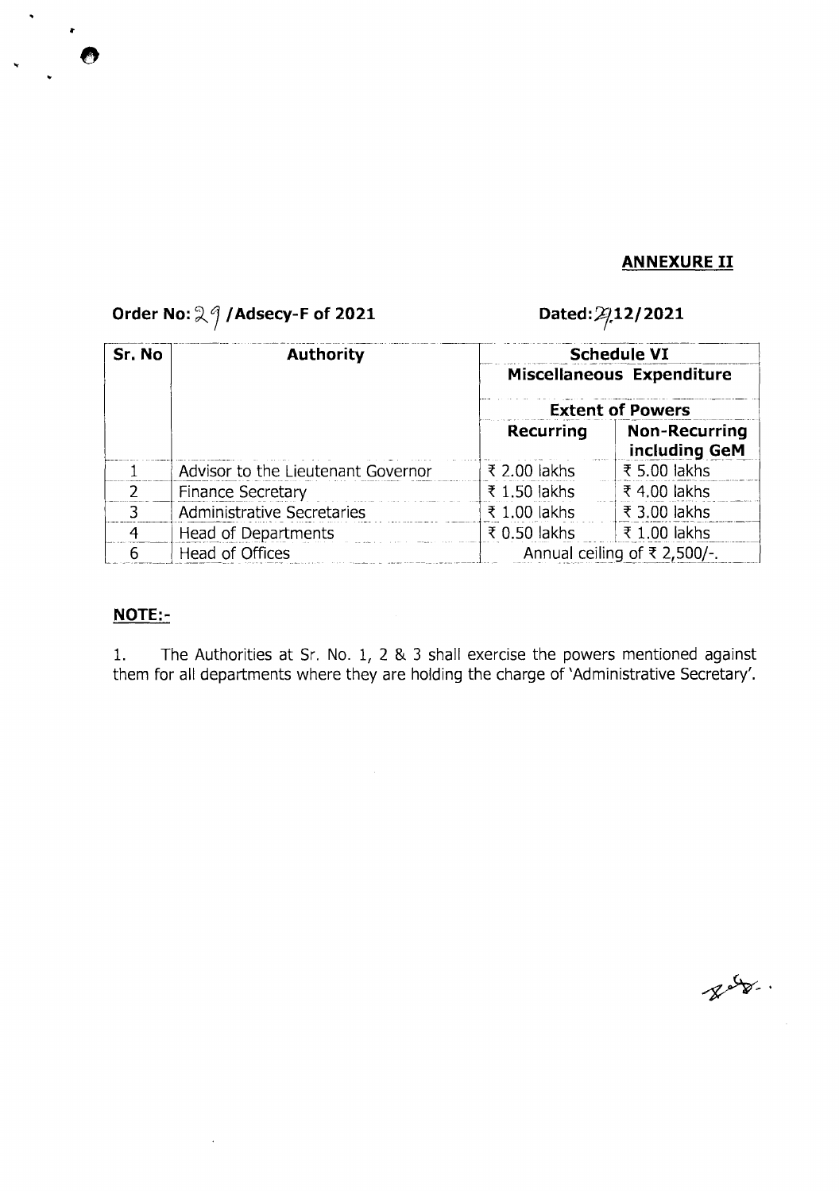## ANNEXURE II

**Order No: 29 /Adsecy-F of 2021** **Dated: 29.12/2021**

| Sr. No | Authority | Schedule VI | |
|---|---|---|---|
| | | Miscellaneous Expenditure | |
| | | Extent of Powers | |
| | | Recurring | Non-Recurring including GeM |
| 1 | Advisor to the Lieutenant Governor | ₹ 2.00 lakhs | ₹ 5.00 lakhs |
| 2 | Finance Secretary | ₹ 1.50 lakhs | ₹ 4.00 lakhs |
| 3 | Administrative Secretaries | ₹ 1.00 lakhs | ₹ 3.00 lakhs |
| 4 | Head of Departments | ₹ 0.50 lakhs | ₹ 1.00 lakhs |
| 6 | Head of Offices | Annual ceiling of ₹ 2,500/-. | |

**NOTE:-**

1. The Authorities at Sr. No. 1, 2 & 3 shall exercise the powers mentioned against them for all departments where they are holding the charge of 'Administrative Secretary'.